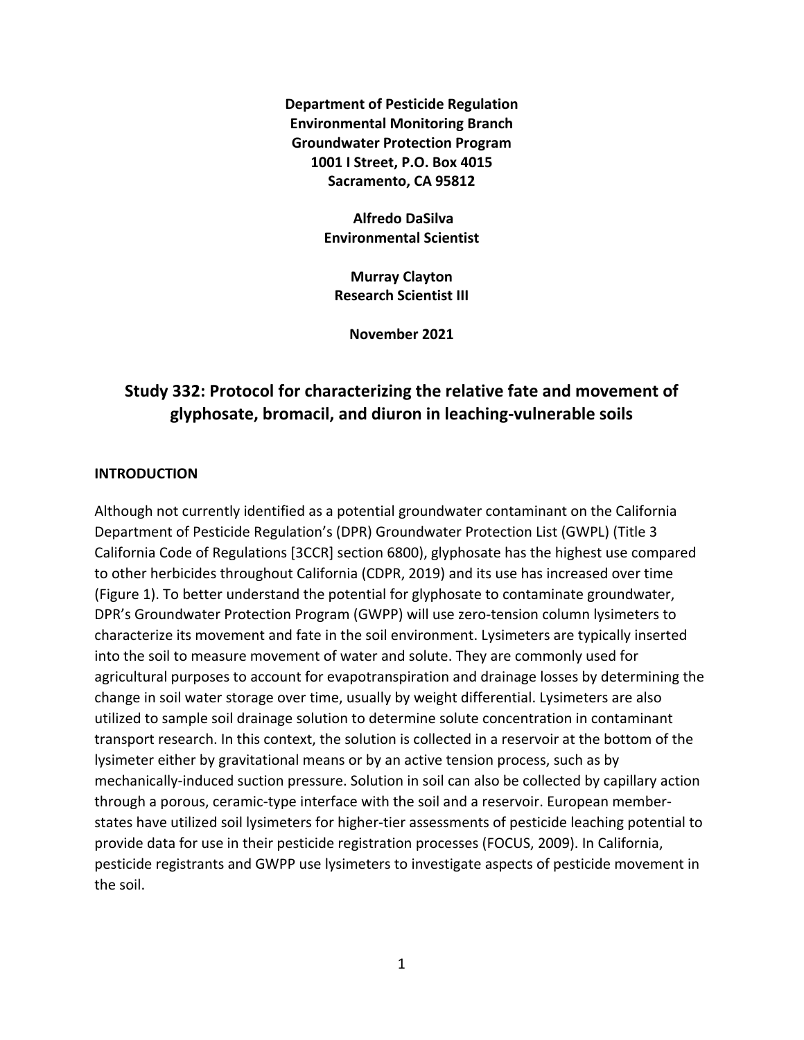**Department of Pesticide Regulation**
**Environmental Monitoring Branch**
**Groundwater Protection Program**
**1001 I Street, P.O. Box 4015**
**Sacramento, CA 95812**

**Alfredo DaSilva**
**Environmental Scientist**

**Murray Clayton**
**Research Scientist III**

**November 2021**

# Study 332: Protocol for characterizing the relative fate and movement of glyphosate, bromacil, and diuron in leaching-vulnerable soils

## INTRODUCTION

Although not currently identified as a potential groundwater contaminant on the California Department of Pesticide Regulation's (DPR) Groundwater Protection List (GWPL) (Title 3 California Code of Regulations [3CCR] section 6800), glyphosate has the highest use compared to other herbicides throughout California (CDPR, 2019) and its use has increased over time (Figure 1). To better understand the potential for glyphosate to contaminate groundwater, DPR's Groundwater Protection Program (GWPP) will use zero-tension column lysimeters to characterize its movement and fate in the soil environment. Lysimeters are typically inserted into the soil to measure movement of water and solute. They are commonly used for agricultural purposes to account for evapotranspiration and drainage losses by determining the change in soil water storage over time, usually by weight differential. Lysimeters are also utilized to sample soil drainage solution to determine solute concentration in contaminant transport research. In this context, the solution is collected in a reservoir at the bottom of the lysimeter either by gravitational means or by an active tension process, such as by mechanically-induced suction pressure. Solution in soil can also be collected by capillary action through a porous, ceramic-type interface with the soil and a reservoir. European member-states have utilized soil lysimeters for higher-tier assessments of pesticide leaching potential to provide data for use in their pesticide registration processes (FOCUS, 2009). In California, pesticide registrants and GWPP use lysimeters to investigate aspects of pesticide movement in the soil.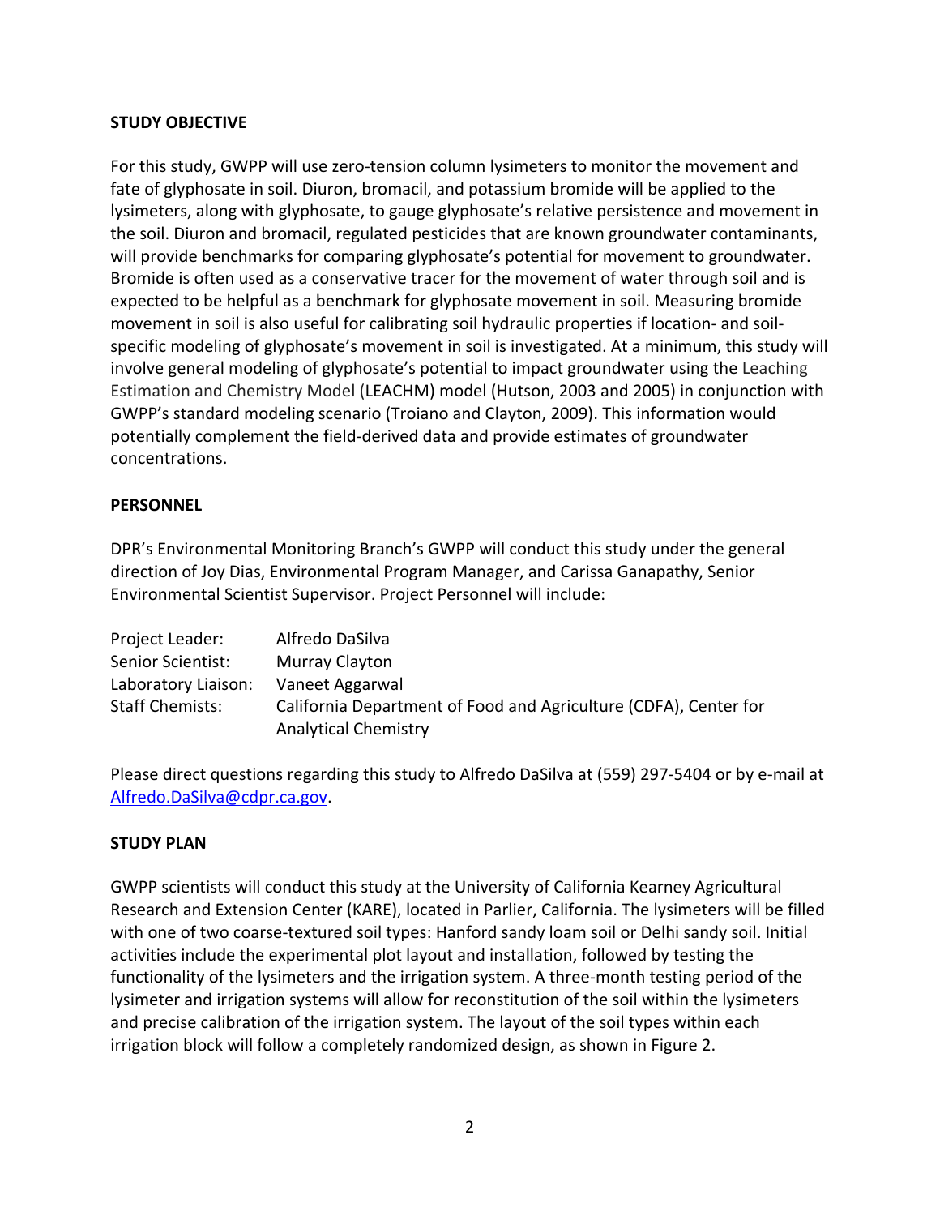## STUDY OBJECTIVE

For this study, GWPP will use zero-tension column lysimeters to monitor the movement and fate of glyphosate in soil. Diuron, bromacil, and potassium bromide will be applied to the lysimeters, along with glyphosate, to gauge glyphosate's relative persistence and movement in the soil. Diuron and bromacil, regulated pesticides that are known groundwater contaminants, will provide benchmarks for comparing glyphosate's potential for movement to groundwater. Bromide is often used as a conservative tracer for the movement of water through soil and is expected to be helpful as a benchmark for glyphosate movement in soil. Measuring bromide movement in soil is also useful for calibrating soil hydraulic properties if location- and soil-specific modeling of glyphosate's movement in soil is investigated. At a minimum, this study will involve general modeling of glyphosate's potential to impact groundwater using the Leaching Estimation and Chemistry Model (LEACHM) model (Hutson, 2003 and 2005) in conjunction with GWPP's standard modeling scenario (Troiano and Clayton, 2009). This information would potentially complement the field-derived data and provide estimates of groundwater concentrations.

## PERSONNEL

DPR's Environmental Monitoring Branch's GWPP will conduct this study under the general direction of Joy Dias, Environmental Program Manager, and Carissa Ganapathy, Senior Environmental Scientist Supervisor. Project Personnel will include:

| | |
|---|---|
| Project Leader: | Alfredo DaSilva |
| Senior Scientist: | Murray Clayton |
| Laboratory Liaison: | Vaneet Aggarwal |
| Staff Chemists: | California Department of Food and Agriculture (CDFA), Center for Analytical Chemistry |

Please direct questions regarding this study to Alfredo DaSilva at (559) 297-5404 or by e-mail at Alfredo.DaSilva@cdpr.ca.gov.

## STUDY PLAN

GWPP scientists will conduct this study at the University of California Kearney Agricultural Research and Extension Center (KARE), located in Parlier, California. The lysimeters will be filled with one of two coarse-textured soil types: Hanford sandy loam soil or Delhi sandy soil. Initial activities include the experimental plot layout and installation, followed by testing the functionality of the lysimeters and the irrigation system. A three-month testing period of the lysimeter and irrigation systems will allow for reconstitution of the soil within the lysimeters and precise calibration of the irrigation system. The layout of the soil types within each irrigation block will follow a completely randomized design, as shown in Figure 2.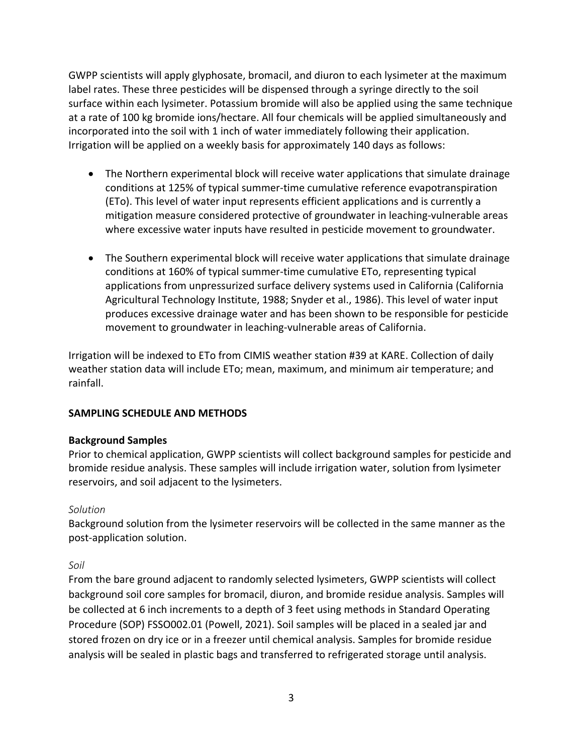GWPP scientists will apply glyphosate, bromacil, and diuron to each lysimeter at the maximum label rates. These three pesticides will be dispensed through a syringe directly to the soil surface within each lysimeter. Potassium bromide will also be applied using the same technique at a rate of 100 kg bromide ions/hectare. All four chemicals will be applied simultaneously and incorporated into the soil with 1 inch of water immediately following their application. Irrigation will be applied on a weekly basis for approximately 140 days as follows:

- The Northern experimental block will receive water applications that simulate drainage conditions at 125% of typical summer-time cumulative reference evapotranspiration (ETo). This level of water input represents efficient applications and is currently a mitigation measure considered protective of groundwater in leaching-vulnerable areas where excessive water inputs have resulted in pesticide movement to groundwater.

- The Southern experimental block will receive water applications that simulate drainage conditions at 160% of typical summer-time cumulative ETo, representing typical applications from unpressurized surface delivery systems used in California (California Agricultural Technology Institute, 1988; Snyder et al., 1986). This level of water input produces excessive drainage water and has been shown to be responsible for pesticide movement to groundwater in leaching-vulnerable areas of California.

Irrigation will be indexed to ETo from CIMIS weather station #39 at KARE. Collection of daily weather station data will include ETo; mean, maximum, and minimum air temperature; and rainfall.

## SAMPLING SCHEDULE AND METHODS

### Background Samples

Prior to chemical application, GWPP scientists will collect background samples for pesticide and bromide residue analysis. These samples will include irrigation water, solution from lysimeter reservoirs, and soil adjacent to the lysimeters.

#### *Solution*

Background solution from the lysimeter reservoirs will be collected in the same manner as the post-application solution.

#### *Soil*

From the bare ground adjacent to randomly selected lysimeters, GWPP scientists will collect background soil core samples for bromacil, diuron, and bromide residue analysis. Samples will be collected at 6 inch increments to a depth of 3 feet using methods in Standard Operating Procedure (SOP) FSSO002.01 (Powell, 2021). Soil samples will be placed in a sealed jar and stored frozen on dry ice or in a freezer until chemical analysis. Samples for bromide residue analysis will be sealed in plastic bags and transferred to refrigerated storage until analysis.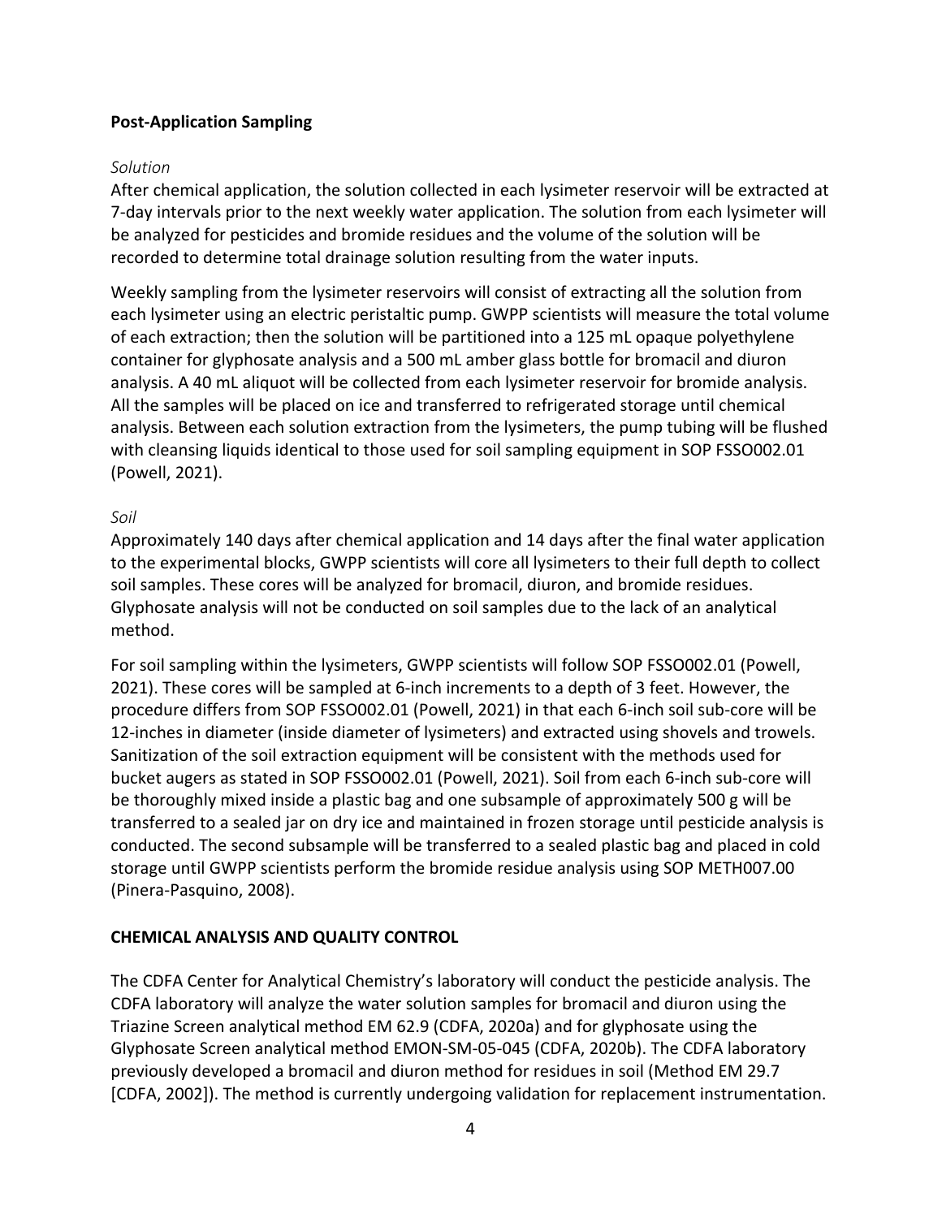## Post-Application Sampling

### *Solution*

After chemical application, the solution collected in each lysimeter reservoir will be extracted at 7-day intervals prior to the next weekly water application. The solution from each lysimeter will be analyzed for pesticides and bromide residues and the volume of the solution will be recorded to determine total drainage solution resulting from the water inputs.

Weekly sampling from the lysimeter reservoirs will consist of extracting all the solution from each lysimeter using an electric peristaltic pump. GWPP scientists will measure the total volume of each extraction; then the solution will be partitioned into a 125 mL opaque polyethylene container for glyphosate analysis and a 500 mL amber glass bottle for bromacil and diuron analysis. A 40 mL aliquot will be collected from each lysimeter reservoir for bromide analysis. All the samples will be placed on ice and transferred to refrigerated storage until chemical analysis. Between each solution extraction from the lysimeters, the pump tubing will be flushed with cleansing liquids identical to those used for soil sampling equipment in SOP FSSO002.01 (Powell, 2021).

### *Soil*

Approximately 140 days after chemical application and 14 days after the final water application to the experimental blocks, GWPP scientists will core all lysimeters to their full depth to collect soil samples. These cores will be analyzed for bromacil, diuron, and bromide residues. Glyphosate analysis will not be conducted on soil samples due to the lack of an analytical method.

For soil sampling within the lysimeters, GWPP scientists will follow SOP FSSO002.01 (Powell, 2021). These cores will be sampled at 6-inch increments to a depth of 3 feet. However, the procedure differs from SOP FSSO002.01 (Powell, 2021) in that each 6-inch soil sub-core will be 12-inches in diameter (inside diameter of lysimeters) and extracted using shovels and trowels. Sanitization of the soil extraction equipment will be consistent with the methods used for bucket augers as stated in SOP FSSO002.01 (Powell, 2021). Soil from each 6-inch sub-core will be thoroughly mixed inside a plastic bag and one subsample of approximately 500 g will be transferred to a sealed jar on dry ice and maintained in frozen storage until pesticide analysis is conducted. The second subsample will be transferred to a sealed plastic bag and placed in cold storage until GWPP scientists perform the bromide residue analysis using SOP METH007.00 (Pinera-Pasquino, 2008).

## CHEMICAL ANALYSIS AND QUALITY CONTROL

The CDFA Center for Analytical Chemistry's laboratory will conduct the pesticide analysis. The CDFA laboratory will analyze the water solution samples for bromacil and diuron using the Triazine Screen analytical method EM 62.9 (CDFA, 2020a) and for glyphosate using the Glyphosate Screen analytical method EMON-SM-05-045 (CDFA, 2020b). The CDFA laboratory previously developed a bromacil and diuron method for residues in soil (Method EM 29.7 [CDFA, 2002]). The method is currently undergoing validation for replacement instrumentation.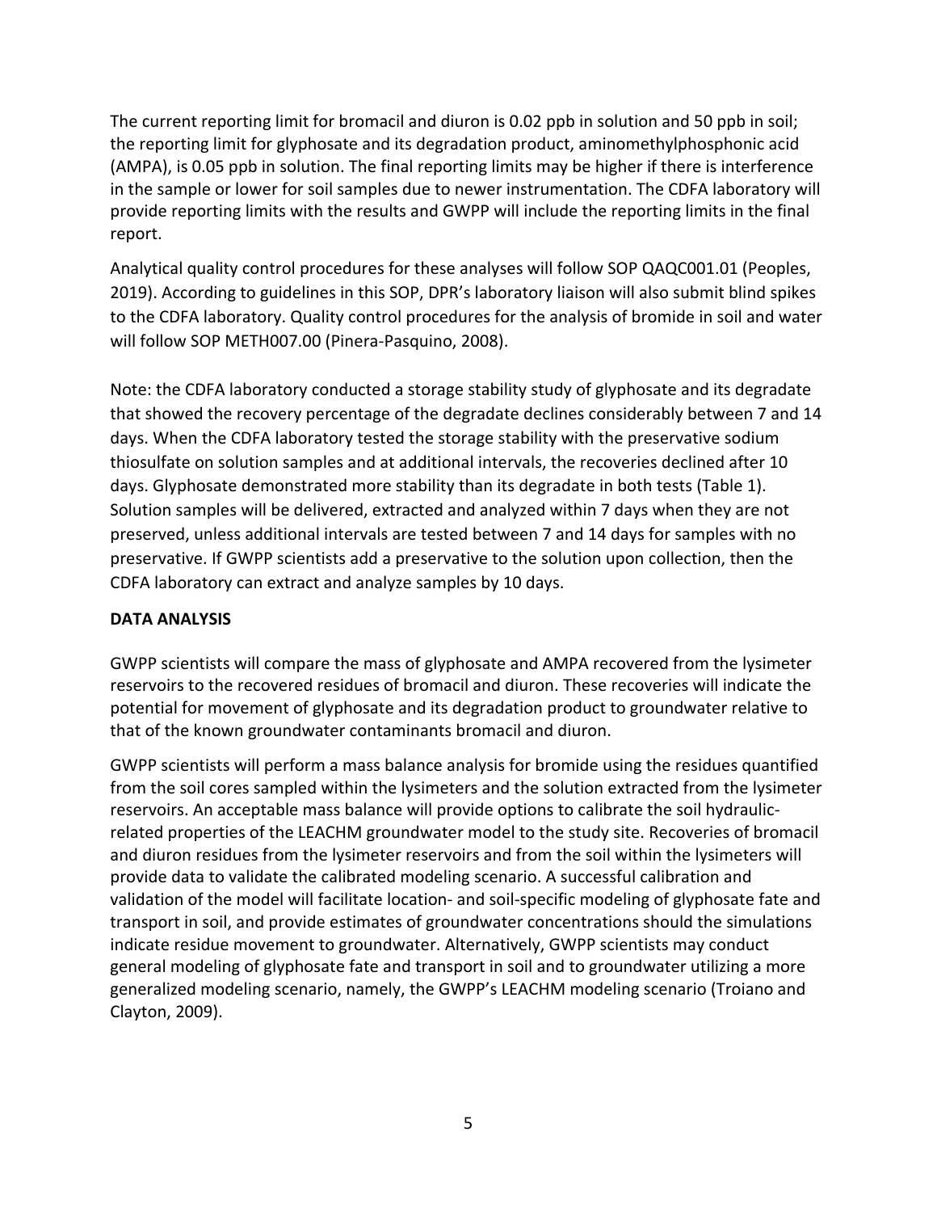The current reporting limit for bromacil and diuron is 0.02 ppb in solution and 50 ppb in soil; the reporting limit for glyphosate and its degradation product, aminomethylphosphonic acid (AMPA), is 0.05 ppb in solution. The final reporting limits may be higher if there is interference in the sample or lower for soil samples due to newer instrumentation. The CDFA laboratory will provide reporting limits with the results and GWPP will include the reporting limits in the final report.

Analytical quality control procedures for these analyses will follow SOP QAQC001.01 (Peoples, 2019). According to guidelines in this SOP, DPR's laboratory liaison will also submit blind spikes to the CDFA laboratory. Quality control procedures for the analysis of bromide in soil and water will follow SOP METH007.00 (Pinera-Pasquino, 2008).

Note: the CDFA laboratory conducted a storage stability study of glyphosate and its degradate that showed the recovery percentage of the degradate declines considerably between 7 and 14 days. When the CDFA laboratory tested the storage stability with the preservative sodium thiosulfate on solution samples and at additional intervals, the recoveries declined after 10 days. Glyphosate demonstrated more stability than its degradate in both tests (Table 1). Solution samples will be delivered, extracted and analyzed within 7 days when they are not preserved, unless additional intervals are tested between 7 and 14 days for samples with no preservative. If GWPP scientists add a preservative to the solution upon collection, then the CDFA laboratory can extract and analyze samples by 10 days.

## DATA ANALYSIS

GWPP scientists will compare the mass of glyphosate and AMPA recovered from the lysimeter reservoirs to the recovered residues of bromacil and diuron. These recoveries will indicate the potential for movement of glyphosate and its degradation product to groundwater relative to that of the known groundwater contaminants bromacil and diuron.

GWPP scientists will perform a mass balance analysis for bromide using the residues quantified from the soil cores sampled within the lysimeters and the solution extracted from the lysimeter reservoirs. An acceptable mass balance will provide options to calibrate the soil hydraulic-related properties of the LEACHM groundwater model to the study site. Recoveries of bromacil and diuron residues from the lysimeter reservoirs and from the soil within the lysimeters will provide data to validate the calibrated modeling scenario. A successful calibration and validation of the model will facilitate location- and soil-specific modeling of glyphosate fate and transport in soil, and provide estimates of groundwater concentrations should the simulations indicate residue movement to groundwater. Alternatively, GWPP scientists may conduct general modeling of glyphosate fate and transport in soil and to groundwater utilizing a more generalized modeling scenario, namely, the GWPP's LEACHM modeling scenario (Troiano and Clayton, 2009).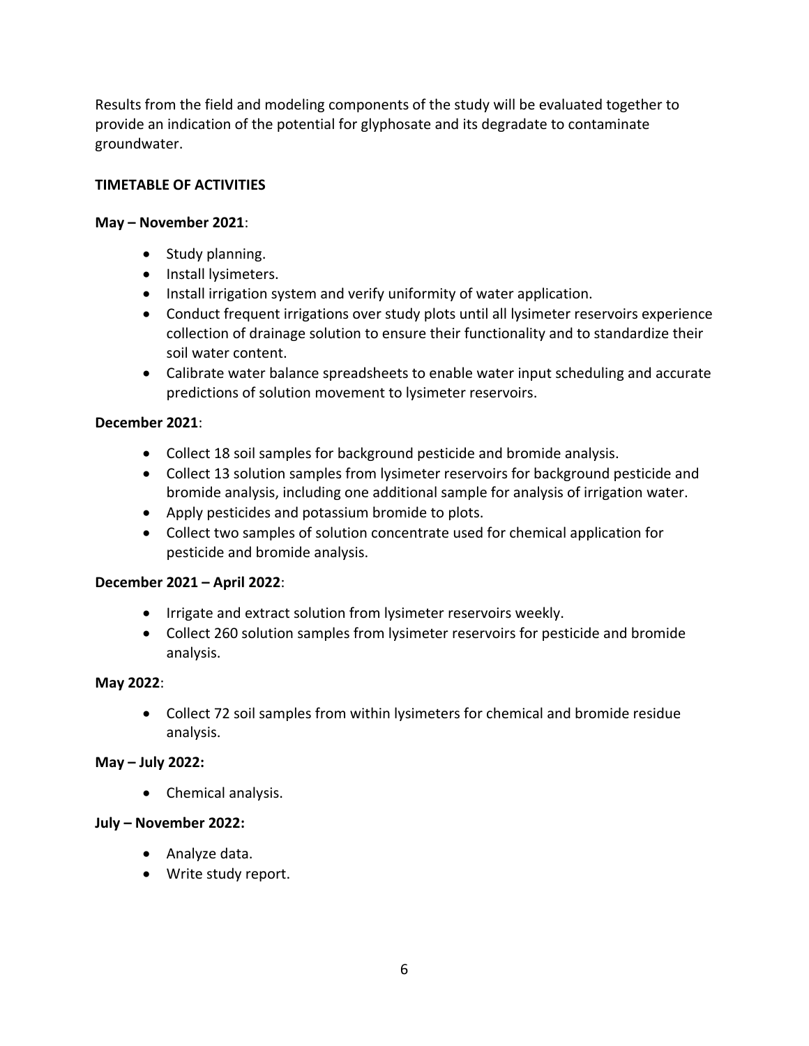Results from the field and modeling components of the study will be evaluated together to provide an indication of the potential for glyphosate and its degradate to contaminate groundwater.

## TIMETABLE OF ACTIVITIES

**May – November 2021**:

- Study planning.
- Install lysimeters.
- Install irrigation system and verify uniformity of water application.
- Conduct frequent irrigations over study plots until all lysimeter reservoirs experience collection of drainage solution to ensure their functionality and to standardize their soil water content.
- Calibrate water balance spreadsheets to enable water input scheduling and accurate predictions of solution movement to lysimeter reservoirs.

**December 2021**:

- Collect 18 soil samples for background pesticide and bromide analysis.
- Collect 13 solution samples from lysimeter reservoirs for background pesticide and bromide analysis, including one additional sample for analysis of irrigation water.
- Apply pesticides and potassium bromide to plots.
- Collect two samples of solution concentrate used for chemical application for pesticide and bromide analysis.

**December 2021 – April 2022**:

- Irrigate and extract solution from lysimeter reservoirs weekly.
- Collect 260 solution samples from lysimeter reservoirs for pesticide and bromide analysis.

**May 2022**:

- Collect 72 soil samples from within lysimeters for chemical and bromide residue analysis.

**May – July 2022:**

- Chemical analysis.

**July – November 2022:**

- Analyze data.
- Write study report.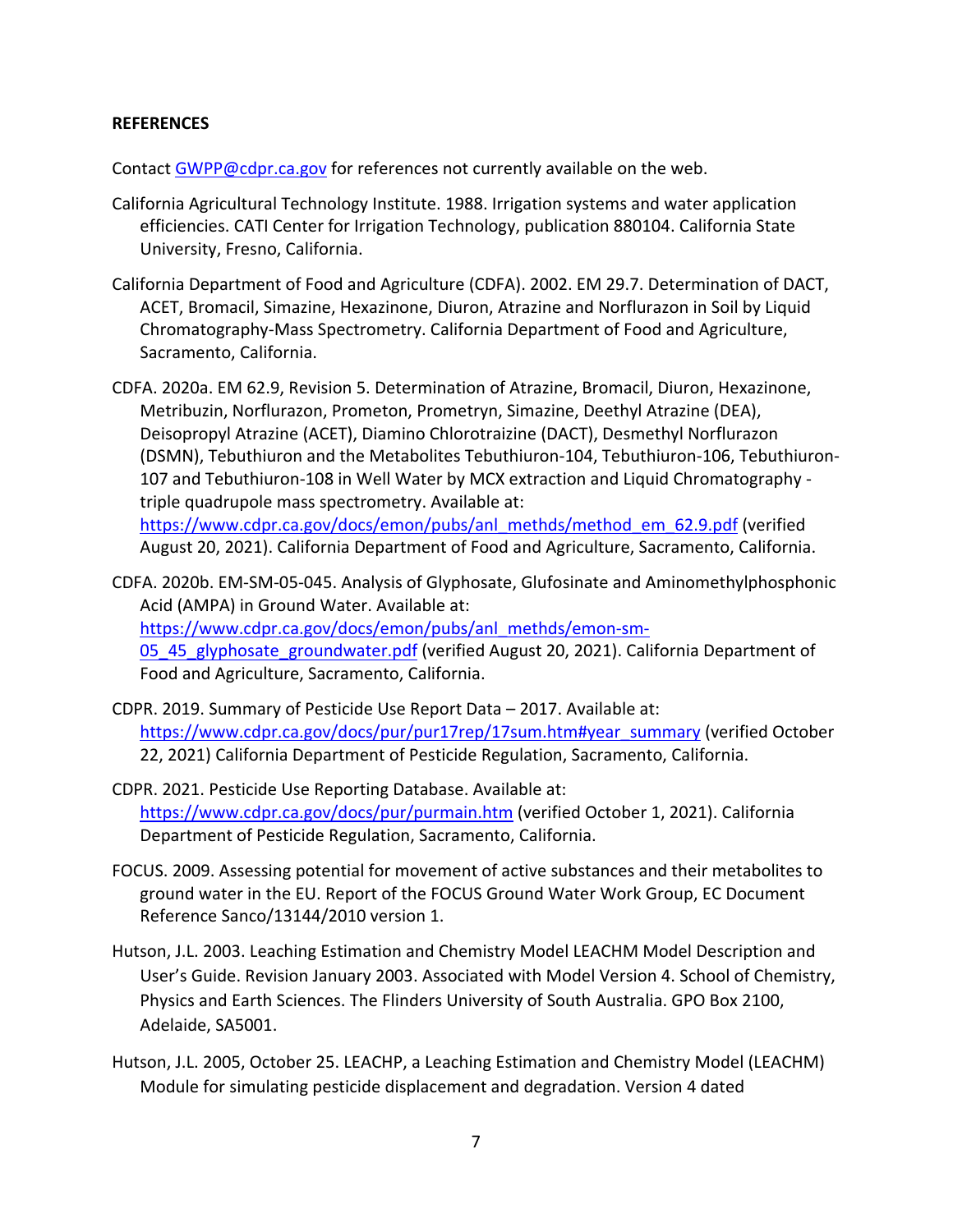**REFERENCES**

Contact GWPP@cdpr.ca.gov for references not currently available on the web.

California Agricultural Technology Institute. 1988. Irrigation systems and water application efficiencies. CATI Center for Irrigation Technology, publication 880104. California State University, Fresno, California.

California Department of Food and Agriculture (CDFA). 2002. EM 29.7. Determination of DACT, ACET, Bromacil, Simazine, Hexazinone, Diuron, Atrazine and Norflurazon in Soil by Liquid Chromatography-Mass Spectrometry. California Department of Food and Agriculture, Sacramento, California.

CDFA. 2020a. EM 62.9, Revision 5. Determination of Atrazine, Bromacil, Diuron, Hexazinone, Metribuzin, Norflurazon, Prometon, Prometryn, Simazine, Deethyl Atrazine (DEA), Deisopropyl Atrazine (ACET), Diamino Chlorotraizine (DACT), Desmethyl Norflurazon (DSMN), Tebuthiuron and the Metabolites Tebuthiuron-104, Tebuthiuron-106, Tebuthiuron-107 and Tebuthiuron-108 in Well Water by MCX extraction and Liquid Chromatography - triple quadrupole mass spectrometry. Available at: https://www.cdpr.ca.gov/docs/emon/pubs/anl_methds/method_em_62.9.pdf (verified August 20, 2021). California Department of Food and Agriculture, Sacramento, California.

CDFA. 2020b. EM-SM-05-045. Analysis of Glyphosate, Glufosinate and Aminomethylphosphonic Acid (AMPA) in Ground Water. Available at: https://www.cdpr.ca.gov/docs/emon/pubs/anl_methds/emon-sm-05_45_glyphosate_groundwater.pdf (verified August 20, 2021). California Department of Food and Agriculture, Sacramento, California.

CDPR. 2019. Summary of Pesticide Use Report Data – 2017. Available at: https://www.cdpr.ca.gov/docs/pur/pur17rep/17sum.htm#year_summary (verified October 22, 2021) California Department of Pesticide Regulation, Sacramento, California.

CDPR. 2021. Pesticide Use Reporting Database. Available at: https://www.cdpr.ca.gov/docs/pur/purmain.htm (verified October 1, 2021). California Department of Pesticide Regulation, Sacramento, California.

FOCUS. 2009. Assessing potential for movement of active substances and their metabolites to ground water in the EU. Report of the FOCUS Ground Water Work Group, EC Document Reference Sanco/13144/2010 version 1.

Hutson, J.L. 2003. Leaching Estimation and Chemistry Model LEACHM Model Description and User's Guide. Revision January 2003. Associated with Model Version 4. School of Chemistry, Physics and Earth Sciences. The Flinders University of South Australia. GPO Box 2100, Adelaide, SA5001.

Hutson, J.L. 2005, October 25. LEACHP, a Leaching Estimation and Chemistry Model (LEACHM) Module for simulating pesticide displacement and degradation. Version 4 dated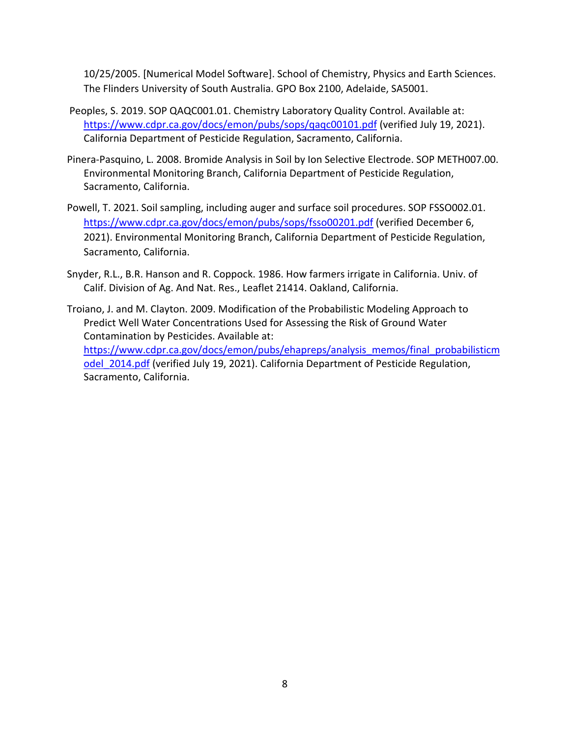10/25/2005. [Numerical Model Software]. School of Chemistry, Physics and Earth Sciences. The Flinders University of South Australia. GPO Box 2100, Adelaide, SA5001.

Peoples, S. 2019. SOP QAQC001.01. Chemistry Laboratory Quality Control. Available at: https://www.cdpr.ca.gov/docs/emon/pubs/sops/qaqc00101.pdf (verified July 19, 2021). California Department of Pesticide Regulation, Sacramento, California.

Pinera-Pasquino, L. 2008. Bromide Analysis in Soil by Ion Selective Electrode. SOP METH007.00. Environmental Monitoring Branch, California Department of Pesticide Regulation, Sacramento, California.

Powell, T. 2021. Soil sampling, including auger and surface soil procedures. SOP FSSO002.01. https://www.cdpr.ca.gov/docs/emon/pubs/sops/fsso00201.pdf (verified December 6, 2021). Environmental Monitoring Branch, California Department of Pesticide Regulation, Sacramento, California.

Snyder, R.L., B.R. Hanson and R. Coppock. 1986. How farmers irrigate in California. Univ. of Calif. Division of Ag. And Nat. Res., Leaflet 21414. Oakland, California.

Troiano, J. and M. Clayton. 2009. Modification of the Probabilistic Modeling Approach to Predict Well Water Concentrations Used for Assessing the Risk of Ground Water Contamination by Pesticides. Available at: https://www.cdpr.ca.gov/docs/emon/pubs/ehapreps/analysis_memos/final_probabilisticmodel_2014.pdf (verified July 19, 2021). California Department of Pesticide Regulation, Sacramento, California.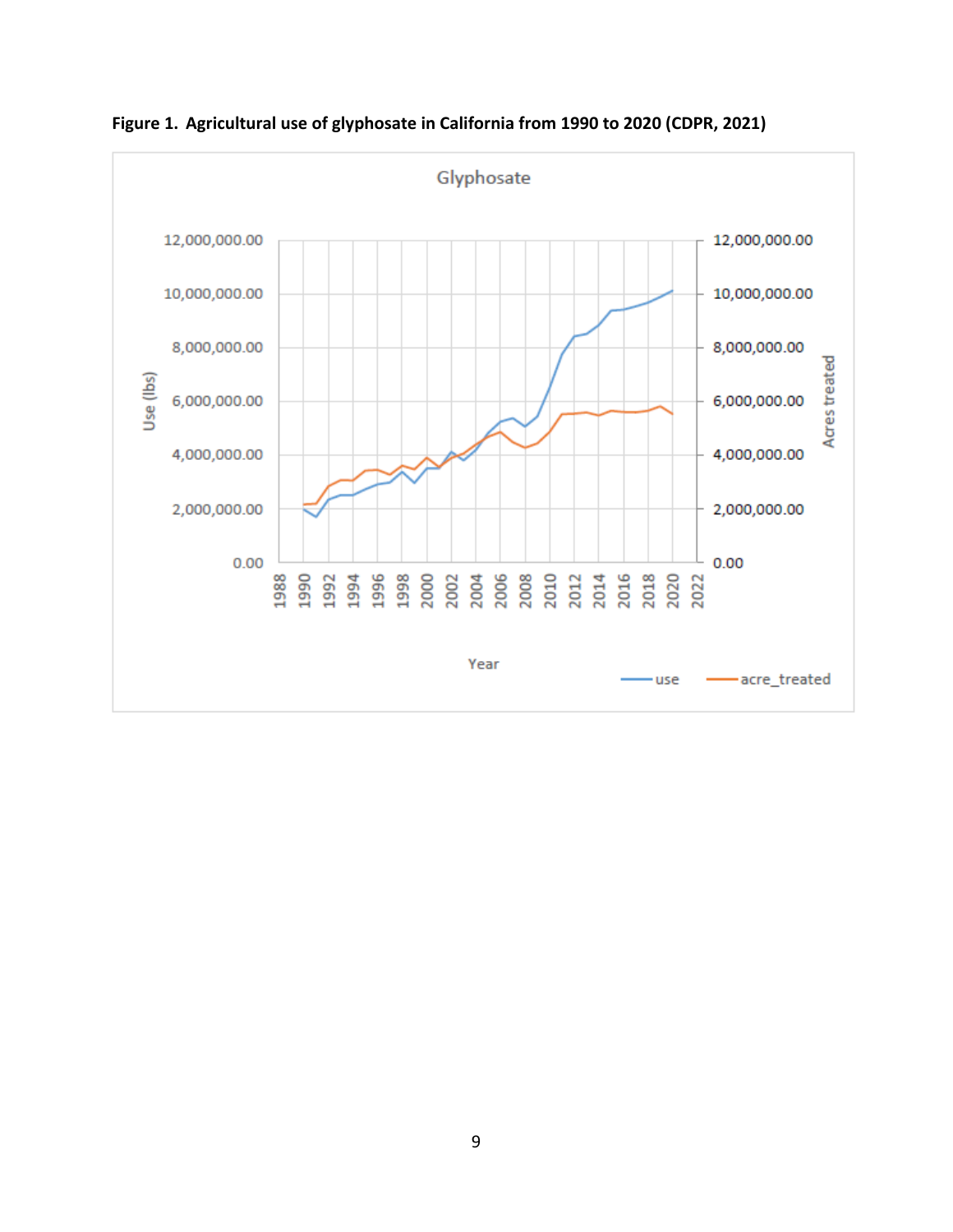**Figure 1. Agricultural use of glyphosate in California from 1990 to 2020 (CDPR, 2021)**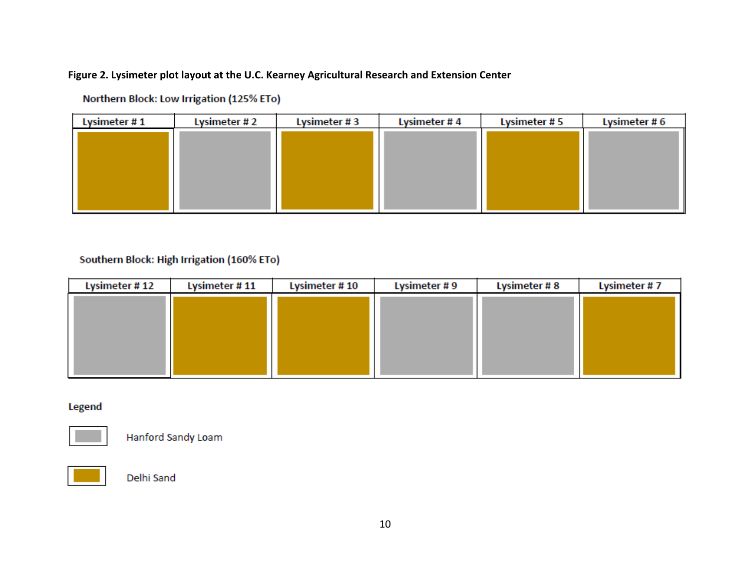**Figure 2. Lysimeter plot layout at the U.C. Kearney Agricultural Research and Extension Center**

**Northern Block: Low Irrigation (125% ETo)**

| Lysimeter # 1 | Lysimeter # 2 | Lysimeter # 3 | Lysimeter # 4 | Lysimeter # 5 | Lysimeter # 6 |
|---|---|---|---|---|---|
| Delhi Sand | Hanford Sandy Loam | Delhi Sand | Hanford Sandy Loam | Delhi Sand | Hanford Sandy Loam |

**Southern Block: High Irrigation (160% ETo)**

| Lysimeter # 12 | Lysimeter # 11 | Lysimeter # 10 | Lysimeter # 9 | Lysimeter # 8 | Lysimeter # 7 |
|---|---|---|---|---|---|
| Hanford Sandy Loam | Delhi Sand | Delhi Sand | Hanford Sandy Loam | Hanford Sandy Loam | Delhi Sand |

**Legend**

- Hanford Sandy Loam (gray)
- Delhi Sand (gold)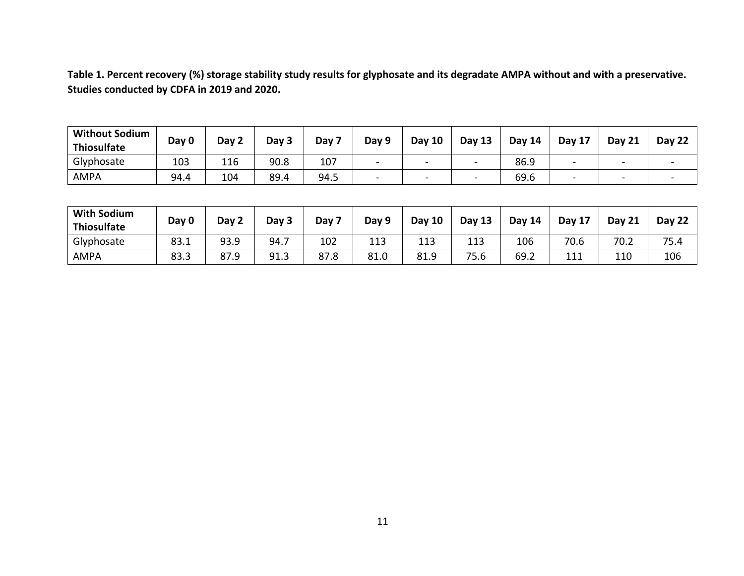**Table 1. Percent recovery (%) storage stability study results for glyphosate and its degradate AMPA without and with a preservative. Studies conducted by CDFA in 2019 and 2020.**

| Without Sodium Thiosulfate | Day 0 | Day 2 | Day 3 | Day 7 | Day 9 | Day 10 | Day 13 | Day 14 | Day 17 | Day 21 | Day 22 |
|---|---|---|---|---|---|---|---|---|---|---|---|
| Glyphosate | 103 | 116 | 90.8 | 107 | - | - | - | 86.9 | - | - | - |
| AMPA | 94.4 | 104 | 89.4 | 94.5 | - | - | - | 69.6 | - | - | - |

| With Sodium Thiosulfate | Day 0 | Day 2 | Day 3 | Day 7 | Day 9 | Day 10 | Day 13 | Day 14 | Day 17 | Day 21 | Day 22 |
|---|---|---|---|---|---|---|---|---|---|---|---|
| Glyphosate | 83.1 | 93.9 | 94.7 | 102 | 113 | 113 | 113 | 106 | 70.6 | 70.2 | 75.4 |
| AMPA | 83.3 | 87.9 | 91.3 | 87.8 | 81.0 | 81.9 | 75.6 | 69.2 | 111 | 110 | 106 |